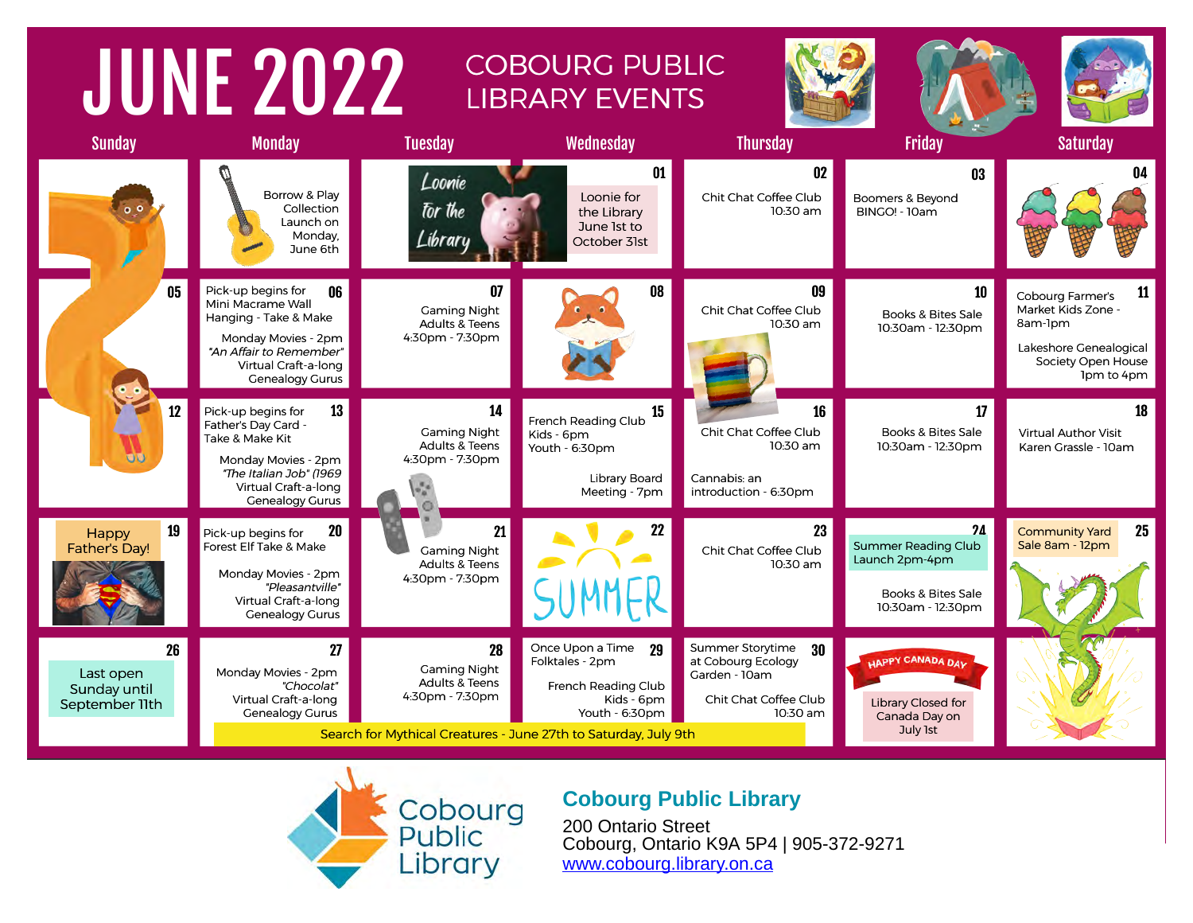# JUNE 2022

## COBOURG PUBLIC LIBRARY EVENTS

| Sunday | Monday | Tuesday | Wednesday | Thursday | Friday | Saturday |
|---|---|---|---|---|---|---|
| | Borrow & Play Collection Launch on Monday, June 6th | Loonie for the Library | **01** Loonie for the Library June 1st to October 31st | **02** Chit Chat Coffee Club 10:30 am | **03** Boomers & Beyond BINGO! - 10am | **04** |
| **05** | **06** Pick-up begins for Mini Macrame Wall Hanging - Take & Make<br>Monday Movies - 2pm *"An Affair to Remember"*<br>Virtual Craft-a-long Genealogy Gurus | **07** Gaming Night Adults & Teens 4:30pm - 7:30pm | **08** | **09** Chit Chat Coffee Club 10:30 am | **10** Books & Bites Sale 10:30am - 12:30pm | **11** Cobourg Farmer's Market Kids Zone - 8am-1pm<br>Lakeshore Genealogical Society Open House 1pm to 4pm |
| **12** | **13** Pick-up begins for Father's Day Card - Take & Make Kit<br>Monday Movies - 2pm *"The Italian Job" (1969*<br>Virtual Craft-a-long Genealogy Gurus | **14** Gaming Night Adults & Teens 4:30pm - 7:30pm | **15** French Reading Club Kids - 6pm Youth - 6:30pm<br>Library Board Meeting - 7pm | **16** Chit Chat Coffee Club 10:30 am<br>Cannabis: an introduction - 6:30pm | **17** Books & Bites Sale 10:30am - 12:30pm | **18** Virtual Author Visit Karen Grassle - 10am |
| **19** Happy Father's Day! | **20** Pick-up begins for Forest Elf Take & Make<br>Monday Movies - 2pm *"Pleasantville"*<br>Virtual Craft-a-long Genealogy Gurus | **21** Gaming Night Adults & Teens 4:30pm - 7:30pm | **22** SUMMER | **23** Chit Chat Coffee Club 10:30 am | **24** Summer Reading Club Launch 2pm-4pm<br>Books & Bites Sale 10:30am - 12:30pm | **25** Community Yard Sale 8am - 12pm |
| **26** Last open Sunday until September 11th | **27** Monday Movies - 2pm *"Chocolat"*<br>Virtual Craft-a-long Genealogy Gurus | **28** Gaming Night Adults & Teens 4:30pm - 7:30pm | **29** Once Upon a Time Folktales - 2pm<br>French Reading Club Kids - 6pm Youth - 6:30pm | **30** Summer Storytime at Cobourg Ecology Garden - 10am<br>Chit Chat Coffee Club 10:30 am | HAPPY CANADA DAY<br>Library Closed for Canada Day on July 1st | |

Search for Mythical Creatures - June 27th to Saturday, July 9th

**Cobourg Public Library**

200 Ontario Street
Cobourg, Ontario K9A 5P4 | 905-372-9271
www.cobourg.library.on.ca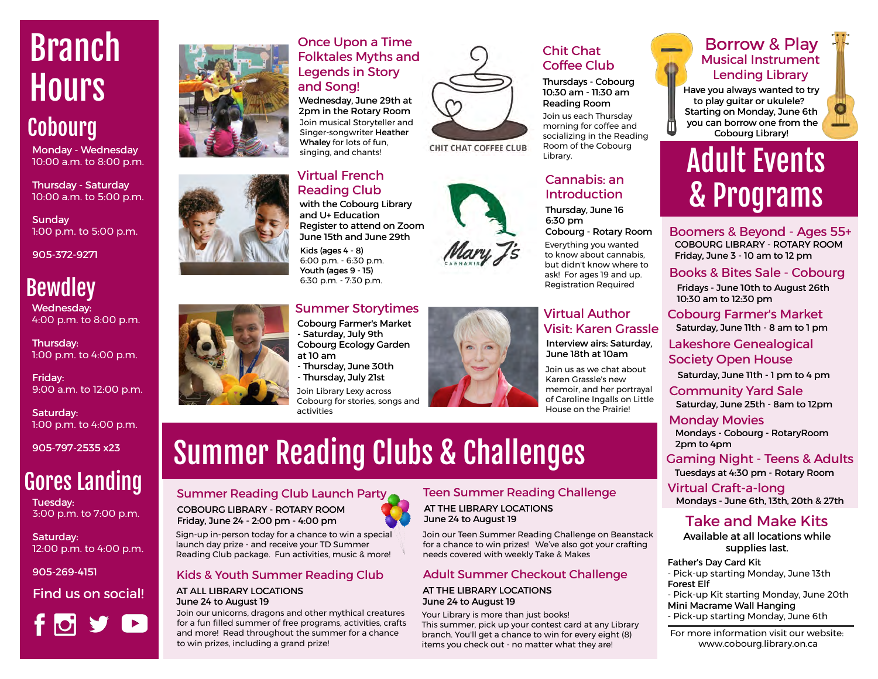# Branch Hours

## Cobourg

Monday - Wednesday
10:00 a.m. to 8:00 p.m.

Thursday - Saturday
10:00 a.m. to 5:00 p.m.

Sunday
1:00 p.m. to 5:00 p.m.

905-372-9271

## Bewdley

Wednesday:
4:00 p.m. to 8:00 p.m.

Thursday:
1:00 p.m. to 4:00 p.m.

Friday:
9:00 a.m. to 12:00 p.m.

Saturday:
1:00 p.m. to 4:00 p.m.

905-797-2535 x23

## Gores Landing

Tuesday:
3:00 p.m. to 7:00 p.m.

Saturday:
12:00 p.m. to 4:00 p.m.

905-269-4151

Find us on social!

### Once Upon a Time Folktales Myths and Legends in Story and Song!

Wednesday, June 29th at 2pm in the Rotary Room

Join musical Storyteller and Singer-songwriter **Heather Whaley** for lots of fun, singing, and chants!

### Chit Chat Coffee Club

CHIT CHAT COFFEE CLUB

Thursdays - Cobourg
10:30 am - 11:30 am
Reading Room

Join us each Thursday morning for coffee and socializing in the Reading Room of the Cobourg Library.

### Virtual French Reading Club

with the Cobourg Library and U+ Education
Register to attend on Zoom
June 15th and June 29th

Kids (ages 4 - 8)
6:00 p.m. - 6:30 p.m.
Youth (ages 9 - 15)
6:30 p.m. - 7:30 p.m.

### Cannabis: an Introduction

Mary J's CANNABIS

Thursday, June 16
6:30 pm
Cobourg - Rotary Room

Everything you wanted to know about cannabis, but didn't know where to ask! For ages 19 and up. Registration Required

### Summer Storytimes

Cobourg Farmer's Market
- Saturday, July 9th
Cobourg Ecology Garden at 10 am
- Thursday, June 30th
- Thursday, July 21st

Join Library Lexy across Cobourg for stories, songs and activities

### Virtual Author Visit: Karen Grassle

Interview airs: Saturday, June 18th at 10am

Join us as we chat about Karen Grassle's new memoir, and her portrayal of Caroline Ingalls on Little House on the Prairie!

## Borrow & Play Musical Instrument Lending Library

Have you always wanted to try to play guitar or ukulele? Starting on Monday, June 6th you can borrow one from the Cobourg Library!

# Adult Events & Programs

### Boomers & Beyond - Ages 55+

COBOURG LIBRARY - ROTARY ROOM
Friday, June 3 - 10 am to 12 pm

### Books & Bites Sale - Cobourg

Fridays - June 10th to August 26th
10:30 am to 12:30 pm

### Cobourg Farmer's Market

Saturday, June 11th - 8 am to 1 pm

### Lakeshore Genealogical Society Open House

Saturday, June 11th - 1 pm to 4 pm

### Community Yard Sale

Saturday, June 25th - 8am to 12pm

### Monday Movies

Mondays - Cobourg - RotaryRoom
2pm to 4pm

### Gaming Night - Teens & Adults

Tuesdays at 4:30 pm - Rotary Room

### Virtual Craft-a-long

Mondays - June 6th, 13th, 20th & 27th

## Take and Make Kits

Available at all locations while supplies last.

**Father's Day Card Kit**
- Pick-up starting Monday, June 13th

**Forest Elf**
- Pick-up Kit starting Monday, June 20th

**Mini Macrame Wall Hanging**
- Pick-up starting Monday, June 6th

For more information visit our website:
www.cobourg.library.on.ca

# Summer Reading Clubs & Challenges

### Summer Reading Club Launch Party

COBOURG LIBRARY - ROTARY ROOM
Friday, June 24 - 2:00 pm - 4:00 pm

Sign-up in-person today for a chance to win a special launch day prize - and receive your TD Summer Reading Club package. Fun activities, music & more!

### Kids & Youth Summer Reading Club

AT ALL LIBRARY LOCATIONS
June 24 to August 19

Join our unicorns, dragons and other mythical creatures for a fun filled summer of free programs, activities, crafts and more! Read throughout the summer for a chance to win prizes, including a grand prize!

### Teen Summer Reading Challenge

AT THE LIBRARY LOCATIONS
June 24 to August 19

Join our Teen Summer Reading Challenge on Beanstack for a chance to win prizes! We've also got your crafting needs covered with weekly Take & Makes

### Adult Summer Checkout Challenge

AT THE LIBRARY LOCATIONS
June 24 to August 19

Your Library is more than just books!
This summer, pick up your contest card at any Library branch. You'll get a chance to win for every eight (8) items you check out - no matter what they are!